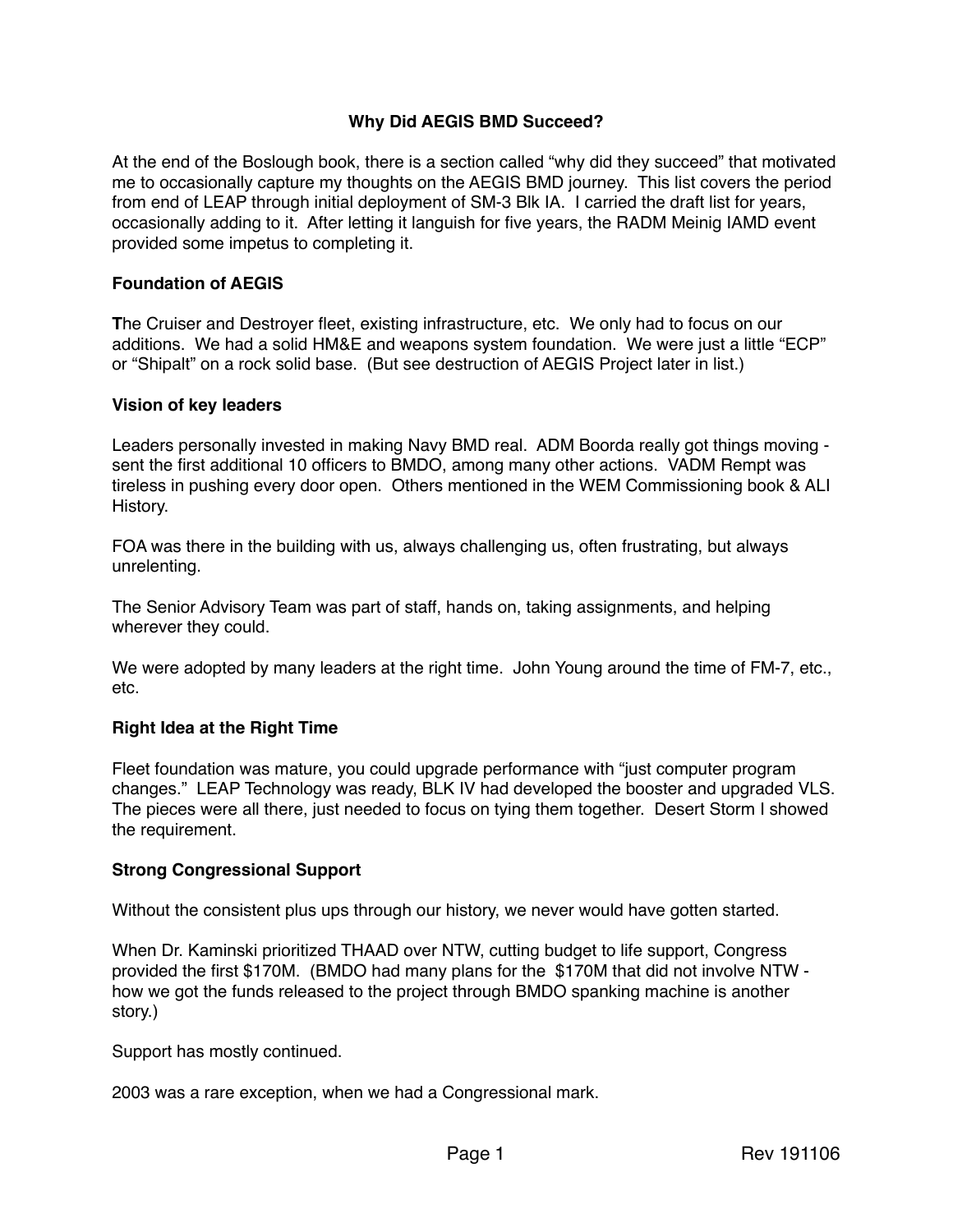# Why Did AEGIS BMD Succeed?

At the end of the Boslough book, there is a section called "why did they succeed" that motivated me to occasionally capture my thoughts on the AEGIS BMD journey. This list covers the period from end of LEAP through initial deployment of SM-3 Blk IA. I carried the draft list for years, occasionally adding to it. After letting it languish for five years, the RADM Meinig IAMD event provided some impetus to completing it.

## Foundation of AEGIS

**T**he Cruiser and Destroyer fleet, existing infrastructure, etc. We only had to focus on our additions. We had a solid HM&E and weapons system foundation. We were just a little "ECP" or "Shipalt" on a rock solid base. (But see destruction of AEGIS Project later in list.)

## Vision of key leaders

Leaders personally invested in making Navy BMD real. ADM Boorda really got things moving - sent the first additional 10 officers to BMDO, among many other actions. VADM Rempt was tireless in pushing every door open. Others mentioned in the WEM Commissioning book & ALI History.

FOA was there in the building with us, always challenging us, often frustrating, but always unrelenting.

The Senior Advisory Team was part of staff, hands on, taking assignments, and helping wherever they could.

We were adopted by many leaders at the right time. John Young around the time of FM-7, etc., etc.

## Right Idea at the Right Time

Fleet foundation was mature, you could upgrade performance with "just computer program changes." LEAP Technology was ready, BLK IV had developed the booster and upgraded VLS. The pieces were all there, just needed to focus on tying them together. Desert Storm I showed the requirement.

## Strong Congressional Support

Without the consistent plus ups through our history, we never would have gotten started.

When Dr. Kaminski prioritized THAAD over NTW, cutting budget to life support, Congress provided the first $170M. (BMDO had many plans for the $170M that did not involve NTW - how we got the funds released to the project through BMDO spanking machine is another story.)

Support has mostly continued.

2003 was a rare exception, when we had a Congressional mark.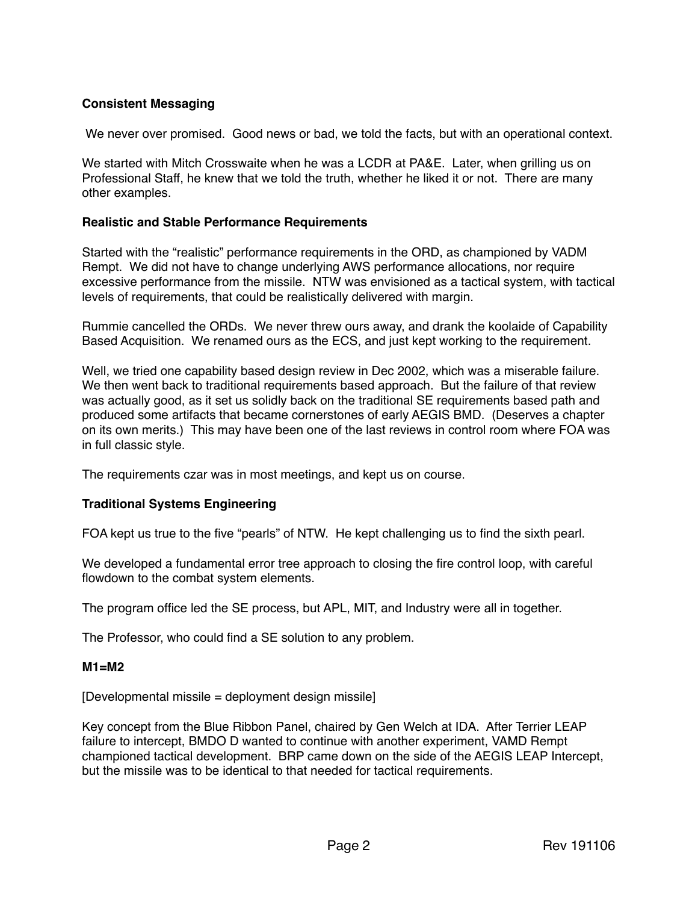**Consistent Messaging**

We never over promised. Good news or bad, we told the facts, but with an operational context.

We started with Mitch Crosswaite when he was a LCDR at PA&E. Later, when grilling us on Professional Staff, he knew that we told the truth, whether he liked it or not. There are many other examples.

**Realistic and Stable Performance Requirements**

Started with the "realistic" performance requirements in the ORD, as championed by VADM Rempt. We did not have to change underlying AWS performance allocations, nor require excessive performance from the missile. NTW was envisioned as a tactical system, with tactical levels of requirements, that could be realistically delivered with margin.

Rummie cancelled the ORDs. We never threw ours away, and drank the koolaide of Capability Based Acquisition. We renamed ours as the ECS, and just kept working to the requirement.

Well, we tried one capability based design review in Dec 2002, which was a miserable failure. We then went back to traditional requirements based approach. But the failure of that review was actually good, as it set us solidly back on the traditional SE requirements based path and produced some artifacts that became cornerstones of early AEGIS BMD. (Deserves a chapter on its own merits.) This may have been one of the last reviews in control room where FOA was in full classic style.

The requirements czar was in most meetings, and kept us on course.

**Traditional Systems Engineering**

FOA kept us true to the five "pearls" of NTW. He kept challenging us to find the sixth pearl.

We developed a fundamental error tree approach to closing the fire control loop, with careful flowdown to the combat system elements.

The program office led the SE process, but APL, MIT, and Industry were all in together.

The Professor, who could find a SE solution to any problem.

**M1=M2**

[Developmental missile = deployment design missile]

Key concept from the Blue Ribbon Panel, chaired by Gen Welch at IDA. After Terrier LEAP failure to intercept, BMDO D wanted to continue with another experiment, VAMD Rempt championed tactical development. BRP came down on the side of the AEGIS LEAP Intercept, but the missile was to be identical to that needed for tactical requirements.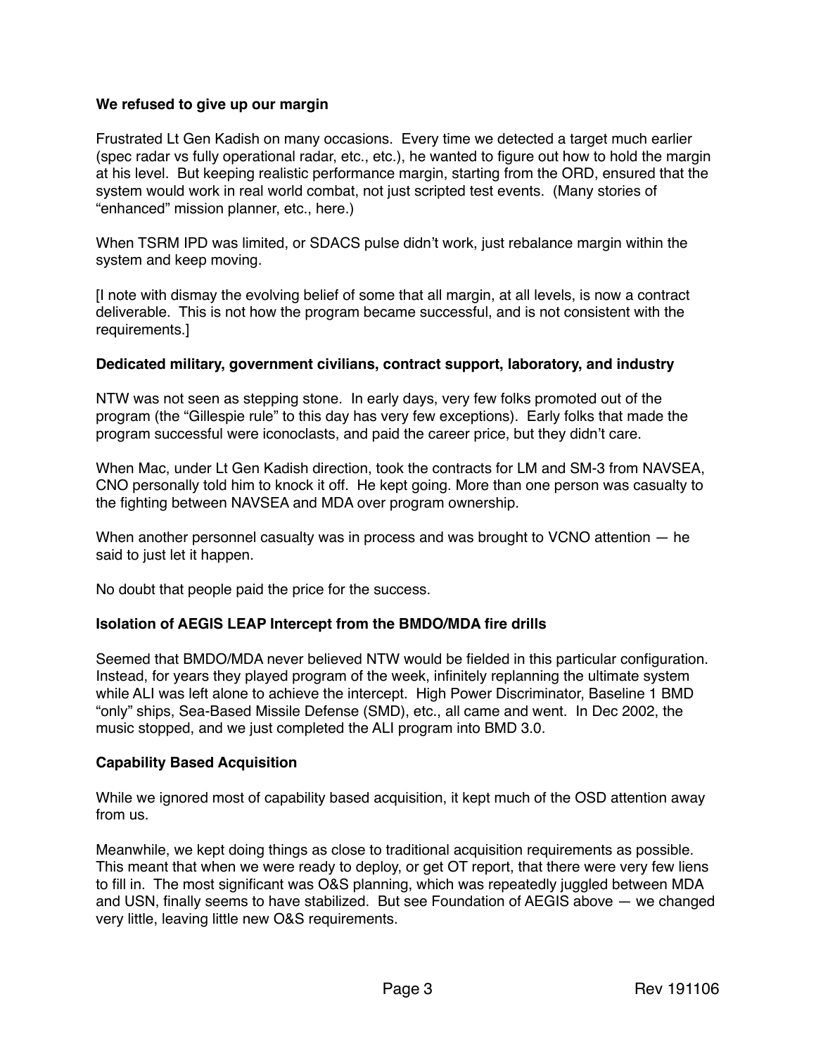**We refused to give up our margin**

Frustrated Lt Gen Kadish on many occasions. Every time we detected a target much earlier (spec radar vs fully operational radar, etc., etc.), he wanted to figure out how to hold the margin at his level. But keeping realistic performance margin, starting from the ORD, ensured that the system would work in real world combat, not just scripted test events. (Many stories of "enhanced" mission planner, etc., here.)

When TSRM IPD was limited, or SDACS pulse didn't work, just rebalance margin within the system and keep moving.

[I note with dismay the evolving belief of some that all margin, at all levels, is now a contract deliverable. This is not how the program became successful, and is not consistent with the requirements.]

**Dedicated military, government civilians, contract support, laboratory, and industry**

NTW was not seen as stepping stone. In early days, very few folks promoted out of the program (the "Gillespie rule" to this day has very few exceptions). Early folks that made the program successful were iconoclasts, and paid the career price, but they didn't care.

When Mac, under Lt Gen Kadish direction, took the contracts for LM and SM-3 from NAVSEA, CNO personally told him to knock it off. He kept going. More than one person was casualty to the fighting between NAVSEA and MDA over program ownership.

When another personnel casualty was in process and was brought to VCNO attention — he said to just let it happen.

No doubt that people paid the price for the success.

**Isolation of AEGIS LEAP Intercept from the BMDO/MDA fire drills**

Seemed that BMDO/MDA never believed NTW would be fielded in this particular configuration. Instead, for years they played program of the week, infinitely replanning the ultimate system while ALI was left alone to achieve the intercept. High Power Discriminator, Baseline 1 BMD "only" ships, Sea-Based Missile Defense (SMD), etc., all came and went. In Dec 2002, the music stopped, and we just completed the ALI program into BMD 3.0.

**Capability Based Acquisition**

While we ignored most of capability based acquisition, it kept much of the OSD attention away from us.

Meanwhile, we kept doing things as close to traditional acquisition requirements as possible. This meant that when we were ready to deploy, or get OT report, that there were very few liens to fill in. The most significant was O&S planning, which was repeatedly juggled between MDA and USN, finally seems to have stabilized. But see Foundation of AEGIS above — we changed very little, leaving little new O&S requirements.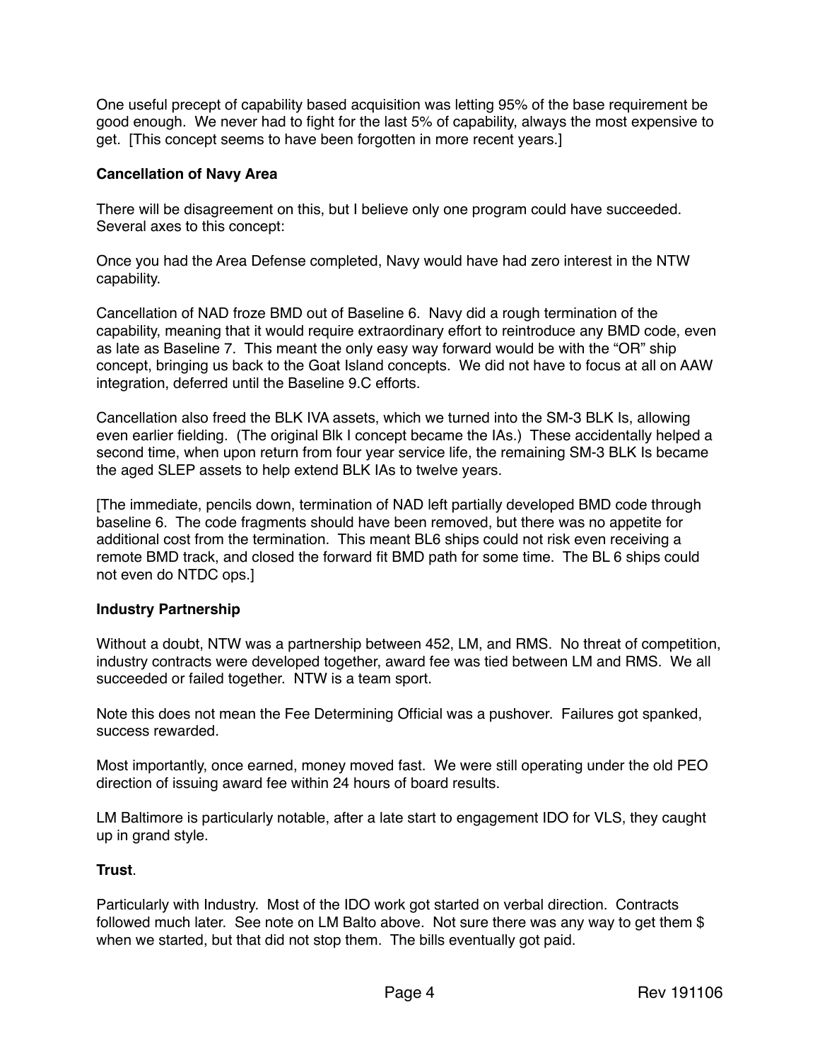One useful precept of capability based acquisition was letting 95% of the base requirement be good enough. We never had to fight for the last 5% of capability, always the most expensive to get. [This concept seems to have been forgotten in more recent years.]

**Cancellation of Navy Area**

There will be disagreement on this, but I believe only one program could have succeeded. Several axes to this concept:

Once you had the Area Defense completed, Navy would have had zero interest in the NTW capability.

Cancellation of NAD froze BMD out of Baseline 6. Navy did a rough termination of the capability, meaning that it would require extraordinary effort to reintroduce any BMD code, even as late as Baseline 7. This meant the only easy way forward would be with the "OR" ship concept, bringing us back to the Goat Island concepts. We did not have to focus at all on AAW integration, deferred until the Baseline 9.C efforts.

Cancellation also freed the BLK IVA assets, which we turned into the SM-3 BLK Is, allowing even earlier fielding. (The original Blk I concept became the IAs.) These accidentally helped a second time, when upon return from four year service life, the remaining SM-3 BLK Is became the aged SLEP assets to help extend BLK IAs to twelve years.

[The immediate, pencils down, termination of NAD left partially developed BMD code through baseline 6. The code fragments should have been removed, but there was no appetite for additional cost from the termination. This meant BL6 ships could not risk even receiving a remote BMD track, and closed the forward fit BMD path for some time. The BL 6 ships could not even do NTDC ops.]

**Industry Partnership**

Without a doubt, NTW was a partnership between 452, LM, and RMS. No threat of competition, industry contracts were developed together, award fee was tied between LM and RMS. We all succeeded or failed together. NTW is a team sport.

Note this does not mean the Fee Determining Official was a pushover. Failures got spanked, success rewarded.

Most importantly, once earned, money moved fast. We were still operating under the old PEO direction of issuing award fee within 24 hours of board results.

LM Baltimore is particularly notable, after a late start to engagement IDO for VLS, they caught up in grand style.

**Trust**.

Particularly with Industry. Most of the IDO work got started on verbal direction. Contracts followed much later. See note on LM Balto above. Not sure there was any way to get them $ when we started, but that did not stop them. The bills eventually got paid.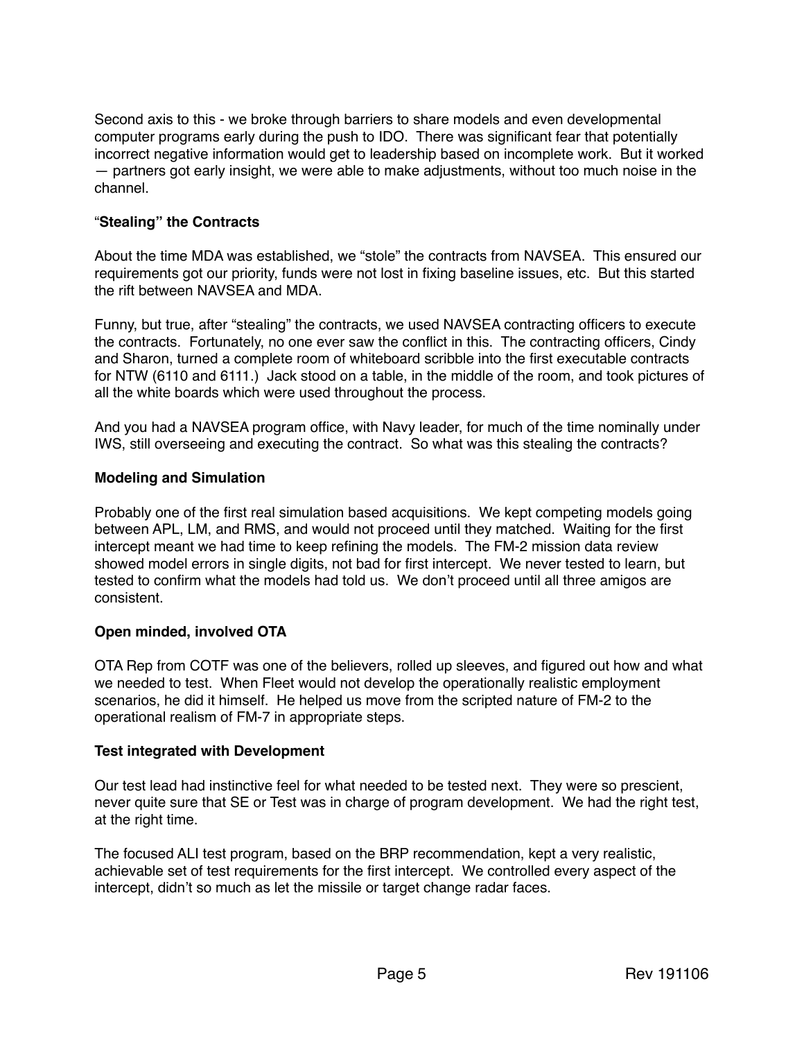Second axis to this - we broke through barriers to share models and even developmental computer programs early during the push to IDO. There was significant fear that potentially incorrect negative information would get to leadership based on incomplete work. But it worked — partners got early insight, we were able to make adjustments, without too much noise in the channel.

### "Stealing" the Contracts

About the time MDA was established, we "stole" the contracts from NAVSEA. This ensured our requirements got our priority, funds were not lost in fixing baseline issues, etc. But this started the rift between NAVSEA and MDA.

Funny, but true, after "stealing" the contracts, we used NAVSEA contracting officers to execute the contracts. Fortunately, no one ever saw the conflict in this. The contracting officers, Cindy and Sharon, turned a complete room of whiteboard scribble into the first executable contracts for NTW (6110 and 6111.) Jack stood on a table, in the middle of the room, and took pictures of all the white boards which were used throughout the process.

And you had a NAVSEA program office, with Navy leader, for much of the time nominally under IWS, still overseeing and executing the contract. So what was this stealing the contracts?

### Modeling and Simulation

Probably one of the first real simulation based acquisitions. We kept competing models going between APL, LM, and RMS, and would not proceed until they matched. Waiting for the first intercept meant we had time to keep refining the models. The FM-2 mission data review showed model errors in single digits, not bad for first intercept. We never tested to learn, but tested to confirm what the models had told us. We don't proceed until all three amigos are consistent.

### Open minded, involved OTA

OTA Rep from COTF was one of the believers, rolled up sleeves, and figured out how and what we needed to test. When Fleet would not develop the operationally realistic employment scenarios, he did it himself. He helped us move from the scripted nature of FM-2 to the operational realism of FM-7 in appropriate steps.

### Test integrated with Development

Our test lead had instinctive feel for what needed to be tested next. They were so prescient, never quite sure that SE or Test was in charge of program development. We had the right test, at the right time.

The focused ALI test program, based on the BRP recommendation, kept a very realistic, achievable set of test requirements for the first intercept. We controlled every aspect of the intercept, didn't so much as let the missile or target change radar faces.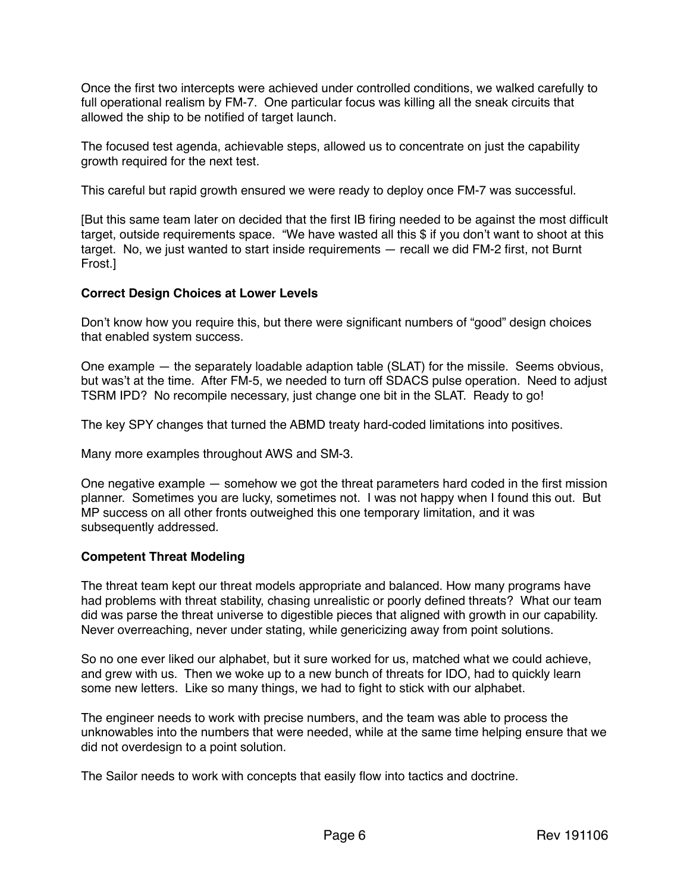Once the first two intercepts were achieved under controlled conditions, we walked carefully to full operational realism by FM-7. One particular focus was killing all the sneak circuits that allowed the ship to be notified of target launch.

The focused test agenda, achievable steps, allowed us to concentrate on just the capability growth required for the next test.

This careful but rapid growth ensured we were ready to deploy once FM-7 was successful.

[But this same team later on decided that the first IB firing needed to be against the most difficult target, outside requirements space. "We have wasted all this $ if you don't want to shoot at this target. No, we just wanted to start inside requirements — recall we did FM-2 first, not Burnt Frost.]

**Correct Design Choices at Lower Levels**

Don't know how you require this, but there were significant numbers of "good" design choices that enabled system success.

One example — the separately loadable adaption table (SLAT) for the missile. Seems obvious, but was't at the time. After FM-5, we needed to turn off SDACS pulse operation. Need to adjust TSRM IPD? No recompile necessary, just change one bit in the SLAT. Ready to go!

The key SPY changes that turned the ABMD treaty hard-coded limitations into positives.

Many more examples throughout AWS and SM-3.

One negative example — somehow we got the threat parameters hard coded in the first mission planner. Sometimes you are lucky, sometimes not. I was not happy when I found this out. But MP success on all other fronts outweighed this one temporary limitation, and it was subsequently addressed.

**Competent Threat Modeling**

The threat team kept our threat models appropriate and balanced. How many programs have had problems with threat stability, chasing unrealistic or poorly defined threats? What our team did was parse the threat universe to digestible pieces that aligned with growth in our capability. Never overreaching, never under stating, while genericizing away from point solutions.

So no one ever liked our alphabet, but it sure worked for us, matched what we could achieve, and grew with us. Then we woke up to a new bunch of threats for IDO, had to quickly learn some new letters. Like so many things, we had to fight to stick with our alphabet.

The engineer needs to work with precise numbers, and the team was able to process the unknowables into the numbers that were needed, while at the same time helping ensure that we did not overdesign to a point solution.

The Sailor needs to work with concepts that easily flow into tactics and doctrine.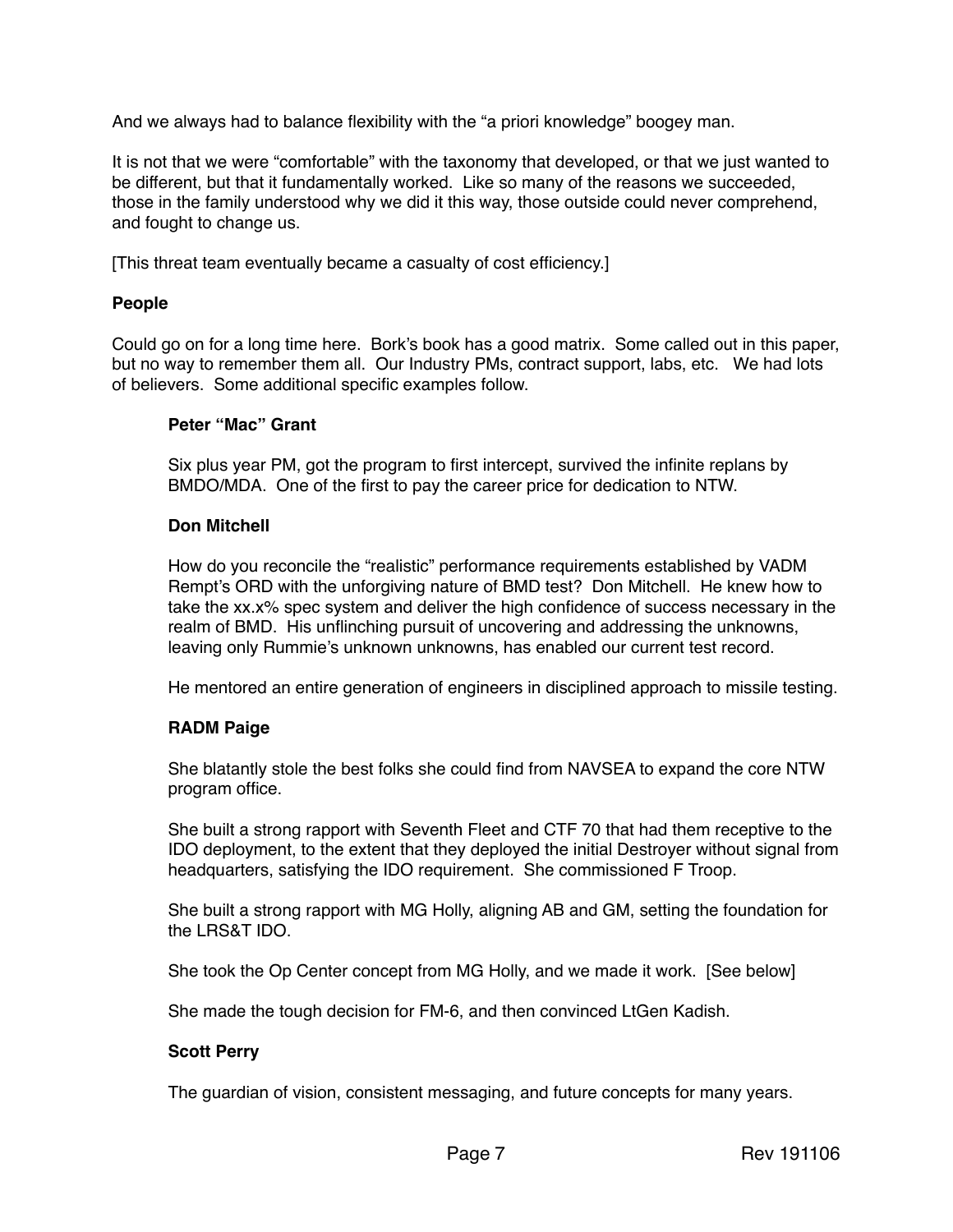And we always had to balance flexibility with the “a priori knowledge” boogey man.

It is not that we were “comfortable” with the taxonomy that developed, or that we just wanted to be different, but that it fundamentally worked. Like so many of the reasons we succeeded, those in the family understood why we did it this way, those outside could never comprehend, and fought to change us.

[This threat team eventually became a casualty of cost efficiency.]

## People

Could go on for a long time here. Bork’s book has a good matrix. Some called out in this paper, but no way to remember them all. Our Industry PMs, contract support, labs, etc. We had lots of believers. Some additional specific examples follow.

### Peter “Mac” Grant

Six plus year PM, got the program to first intercept, survived the infinite replans by BMDO/MDA. One of the first to pay the career price for dedication to NTW.

### Don Mitchell

How do you reconcile the “realistic” performance requirements established by VADM Rempt’s ORD with the unforgiving nature of BMD test? Don Mitchell. He knew how to take the xx.x% spec system and deliver the high confidence of success necessary in the realm of BMD. His unflinching pursuit of uncovering and addressing the unknowns, leaving only Rummie’s unknown unknowns, has enabled our current test record.

He mentored an entire generation of engineers in disciplined approach to missile testing.

### RADM Paige

She blatantly stole the best folks she could find from NAVSEA to expand the core NTW program office.

She built a strong rapport with Seventh Fleet and CTF 70 that had them receptive to the IDO deployment, to the extent that they deployed the initial Destroyer without signal from headquarters, satisfying the IDO requirement. She commissioned F Troop.

She built a strong rapport with MG Holly, aligning AB and GM, setting the foundation for the LRS&T IDO.

She took the Op Center concept from MG Holly, and we made it work. [See below]

She made the tough decision for FM-6, and then convinced LtGen Kadish.

### Scott Perry

The guardian of vision, consistent messaging, and future concepts for many years.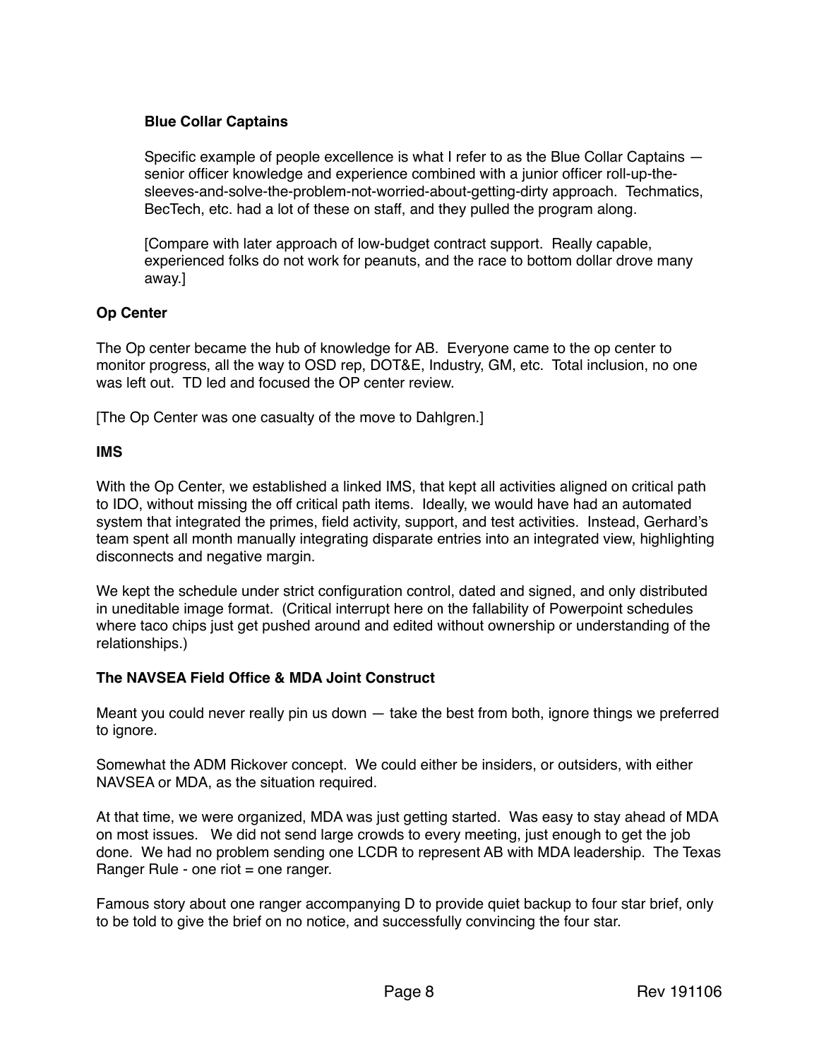**Blue Collar Captains**

Specific example of people excellence is what I refer to as the Blue Collar Captains — senior officer knowledge and experience combined with a junior officer roll-up-the-sleeves-and-solve-the-problem-not-worried-about-getting-dirty approach. Techmatics, BecTech, etc. had a lot of these on staff, and they pulled the program along.

[Compare with later approach of low-budget contract support. Really capable, experienced folks do not work for peanuts, and the race to bottom dollar drove many away.]

**Op Center**

The Op center became the hub of knowledge for AB. Everyone came to the op center to monitor progress, all the way to OSD rep, DOT&E, Industry, GM, etc. Total inclusion, no one was left out. TD led and focused the OP center review.

[The Op Center was one casualty of the move to Dahlgren.]

**IMS**

With the Op Center, we established a linked IMS, that kept all activities aligned on critical path to IDO, without missing the off critical path items. Ideally, we would have had an automated system that integrated the primes, field activity, support, and test activities. Instead, Gerhard's team spent all month manually integrating disparate entries into an integrated view, highlighting disconnects and negative margin.

We kept the schedule under strict configuration control, dated and signed, and only distributed in uneditable image format. (Critical interrupt here on the fallability of Powerpoint schedules where taco chips just get pushed around and edited without ownership or understanding of the relationships.)

**The NAVSEA Field Office & MDA Joint Construct**

Meant you could never really pin us down — take the best from both, ignore things we preferred to ignore.

Somewhat the ADM Rickover concept. We could either be insiders, or outsiders, with either NAVSEA or MDA, as the situation required.

At that time, we were organized, MDA was just getting started. Was easy to stay ahead of MDA on most issues. We did not send large crowds to every meeting, just enough to get the job done. We had no problem sending one LCDR to represent AB with MDA leadership. The Texas Ranger Rule - one riot = one ranger.

Famous story about one ranger accompanying D to provide quiet backup to four star brief, only to be told to give the brief on no notice, and successfully convincing the four star.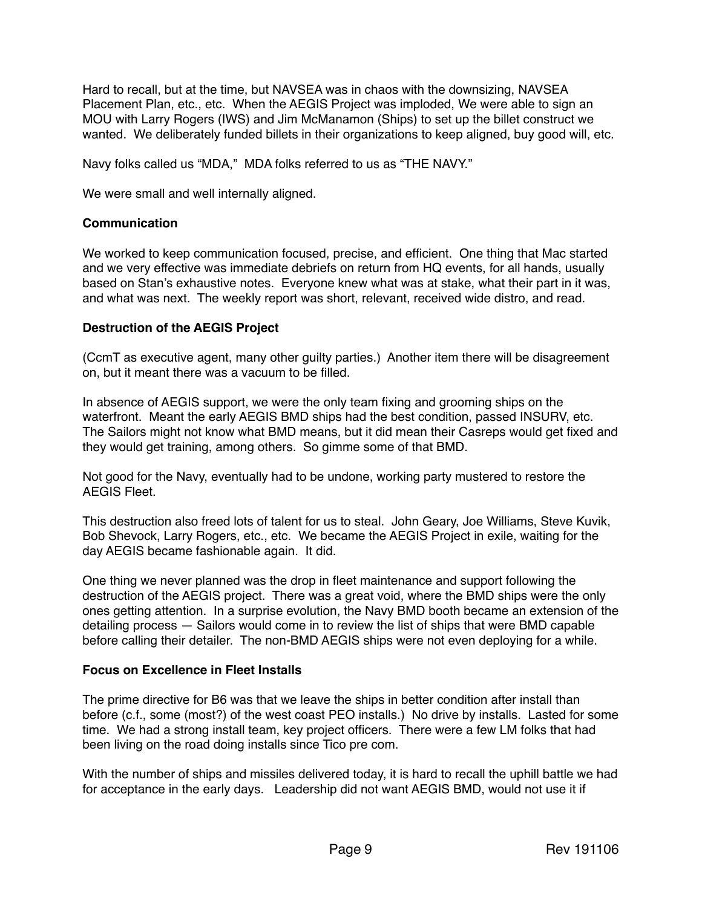Hard to recall, but at the time, but NAVSEA was in chaos with the downsizing, NAVSEA Placement Plan, etc., etc. When the AEGIS Project was imploded, We were able to sign an MOU with Larry Rogers (IWS) and Jim McManamon (Ships) to set up the billet construct we wanted. We deliberately funded billets in their organizations to keep aligned, buy good will, etc.

Navy folks called us "MDA," MDA folks referred to us as "THE NAVY."

We were small and well internally aligned.

**Communication**

We worked to keep communication focused, precise, and efficient. One thing that Mac started and we very effective was immediate debriefs on return from HQ events, for all hands, usually based on Stan's exhaustive notes. Everyone knew what was at stake, what their part in it was, and what was next. The weekly report was short, relevant, received wide distro, and read.

**Destruction of the AEGIS Project**

(CcmT as executive agent, many other guilty parties.) Another item there will be disagreement on, but it meant there was a vacuum to be filled.

In absence of AEGIS support, we were the only team fixing and grooming ships on the waterfront. Meant the early AEGIS BMD ships had the best condition, passed INSURV, etc. The Sailors might not know what BMD means, but it did mean their Casreps would get fixed and they would get training, among others. So gimme some of that BMD.

Not good for the Navy, eventually had to be undone, working party mustered to restore the AEGIS Fleet.

This destruction also freed lots of talent for us to steal. John Geary, Joe Williams, Steve Kuvik, Bob Shevock, Larry Rogers, etc., etc. We became the AEGIS Project in exile, waiting for the day AEGIS became fashionable again. It did.

One thing we never planned was the drop in fleet maintenance and support following the destruction of the AEGIS project. There was a great void, where the BMD ships were the only ones getting attention. In a surprise evolution, the Navy BMD booth became an extension of the detailing process — Sailors would come in to review the list of ships that were BMD capable before calling their detailer. The non-BMD AEGIS ships were not even deploying for a while.

**Focus on Excellence in Fleet Installs**

The prime directive for B6 was that we leave the ships in better condition after install than before (c.f., some (most?) of the west coast PEO installs.) No drive by installs. Lasted for some time. We had a strong install team, key project officers. There were a few LM folks that had been living on the road doing installs since Tico pre com.

With the number of ships and missiles delivered today, it is hard to recall the uphill battle we had for acceptance in the early days. Leadership did not want AEGIS BMD, would not use it if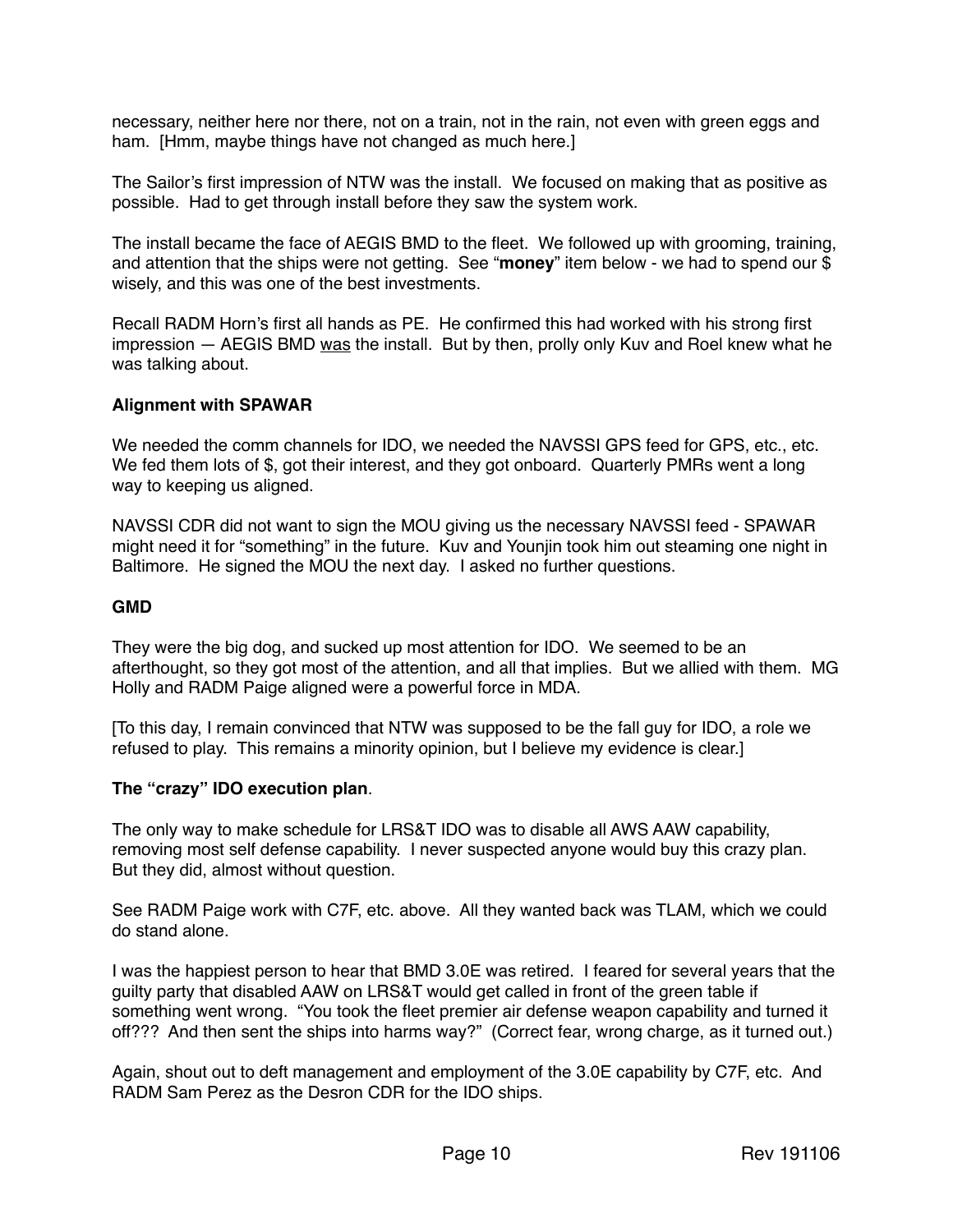necessary, neither here nor there, not on a train, not in the rain, not even with green eggs and ham. [Hmm, maybe things have not changed as much here.]

The Sailor's first impression of NTW was the install. We focused on making that as positive as possible. Had to get through install before they saw the system work.

The install became the face of AEGIS BMD to the fleet. We followed up with grooming, training, and attention that the ships were not getting. See "**money**" item below - we had to spend our $ wisely, and this was one of the best investments.

Recall RADM Horn's first all hands as PE. He confirmed this had worked with his strong first impression — AEGIS BMD <u>was</u> the install. But by then, prolly only Kuv and Roel knew what he was talking about.

**Alignment with SPAWAR**

We needed the comm channels for IDO, we needed the NAVSSI GPS feed for GPS, etc., etc. We fed them lots of $, got their interest, and they got onboard. Quarterly PMRs went a long way to keeping us aligned.

NAVSSI CDR did not want to sign the MOU giving us the necessary NAVSSI feed - SPAWAR might need it for "something" in the future. Kuv and Younjin took him out steaming one night in Baltimore. He signed the MOU the next day. I asked no further questions.

**GMD**

They were the big dog, and sucked up most attention for IDO. We seemed to be an afterthought, so they got most of the attention, and all that implies. But we allied with them. MG Holly and RADM Paige aligned were a powerful force in MDA.

[To this day, I remain convinced that NTW was supposed to be the fall guy for IDO, a role we refused to play. This remains a minority opinion, but I believe my evidence is clear.]

**The "crazy" IDO execution plan**.

The only way to make schedule for LRS&T IDO was to disable all AWS AAW capability, removing most self defense capability. I never suspected anyone would buy this crazy plan. But they did, almost without question.

See RADM Paige work with C7F, etc. above. All they wanted back was TLAM, which we could do stand alone.

I was the happiest person to hear that BMD 3.0E was retired. I feared for several years that the guilty party that disabled AAW on LRS&T would get called in front of the green table if something went wrong. "You took the fleet premier air defense weapon capability and turned it off??? And then sent the ships into harms way?" (Correct fear, wrong charge, as it turned out.)

Again, shout out to deft management and employment of the 3.0E capability by C7F, etc. And RADM Sam Perez as the Desron CDR for the IDO ships.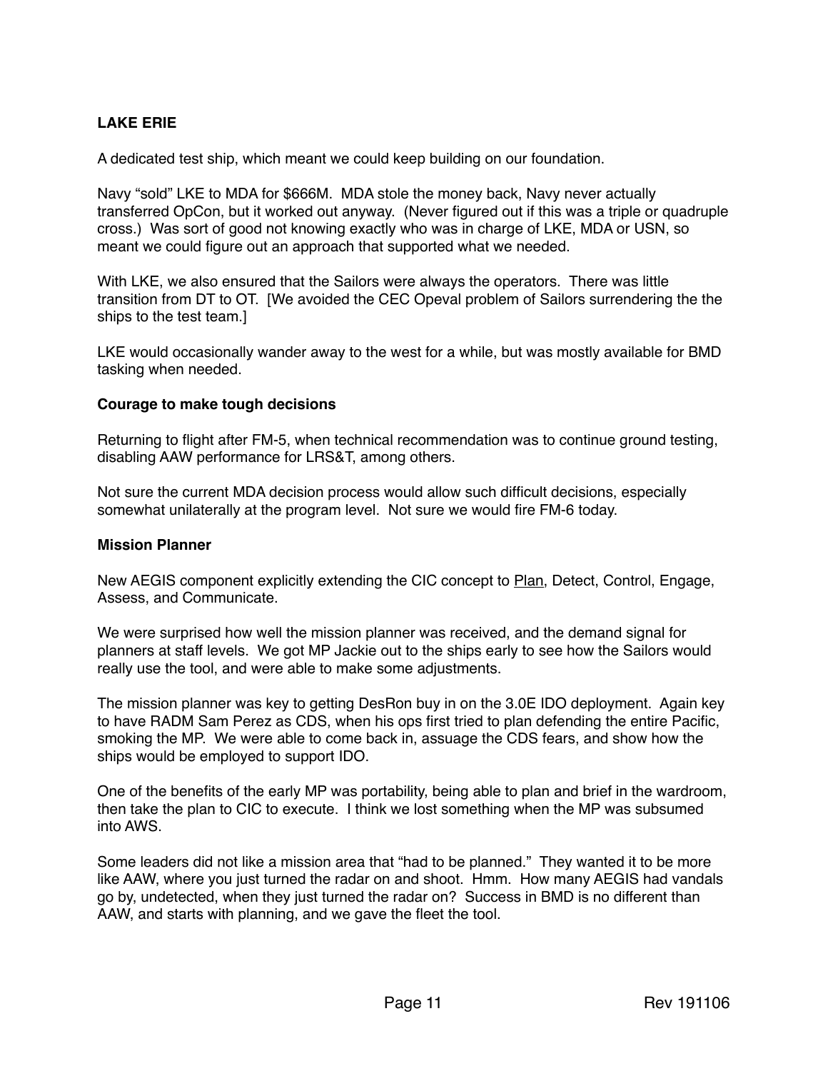**LAKE ERIE**

A dedicated test ship, which meant we could keep building on our foundation.

Navy "sold" LKE to MDA for $666M. MDA stole the money back, Navy never actually transferred OpCon, but it worked out anyway. (Never figured out if this was a triple or quadruple cross.) Was sort of good not knowing exactly who was in charge of LKE, MDA or USN, so meant we could figure out an approach that supported what we needed.

With LKE, we also ensured that the Sailors were always the operators. There was little transition from DT to OT. [We avoided the CEC Opeval problem of Sailors surrendering the the ships to the test team.]

LKE would occasionally wander away to the west for a while, but was mostly available for BMD tasking when needed.

**Courage to make tough decisions**

Returning to flight after FM-5, when technical recommendation was to continue ground testing, disabling AAW performance for LRS&T, among others.

Not sure the current MDA decision process would allow such difficult decisions, especially somewhat unilaterally at the program level. Not sure we would fire FM-6 today.

**Mission Planner**

New AEGIS component explicitly extending the CIC concept to Plan, Detect, Control, Engage, Assess, and Communicate.

We were surprised how well the mission planner was received, and the demand signal for planners at staff levels. We got MP Jackie out to the ships early to see how the Sailors would really use the tool, and were able to make some adjustments.

The mission planner was key to getting DesRon buy in on the 3.0E IDO deployment. Again key to have RADM Sam Perez as CDS, when his ops first tried to plan defending the entire Pacific, smoking the MP. We were able to come back in, assuage the CDS fears, and show how the ships would be employed to support IDO.

One of the benefits of the early MP was portability, being able to plan and brief in the wardroom, then take the plan to CIC to execute. I think we lost something when the MP was subsumed into AWS.

Some leaders did not like a mission area that "had to be planned." They wanted it to be more like AAW, where you just turned the radar on and shoot. Hmm. How many AEGIS had vandals go by, undetected, when they just turned the radar on? Success in BMD is no different than AAW, and starts with planning, and we gave the fleet the tool.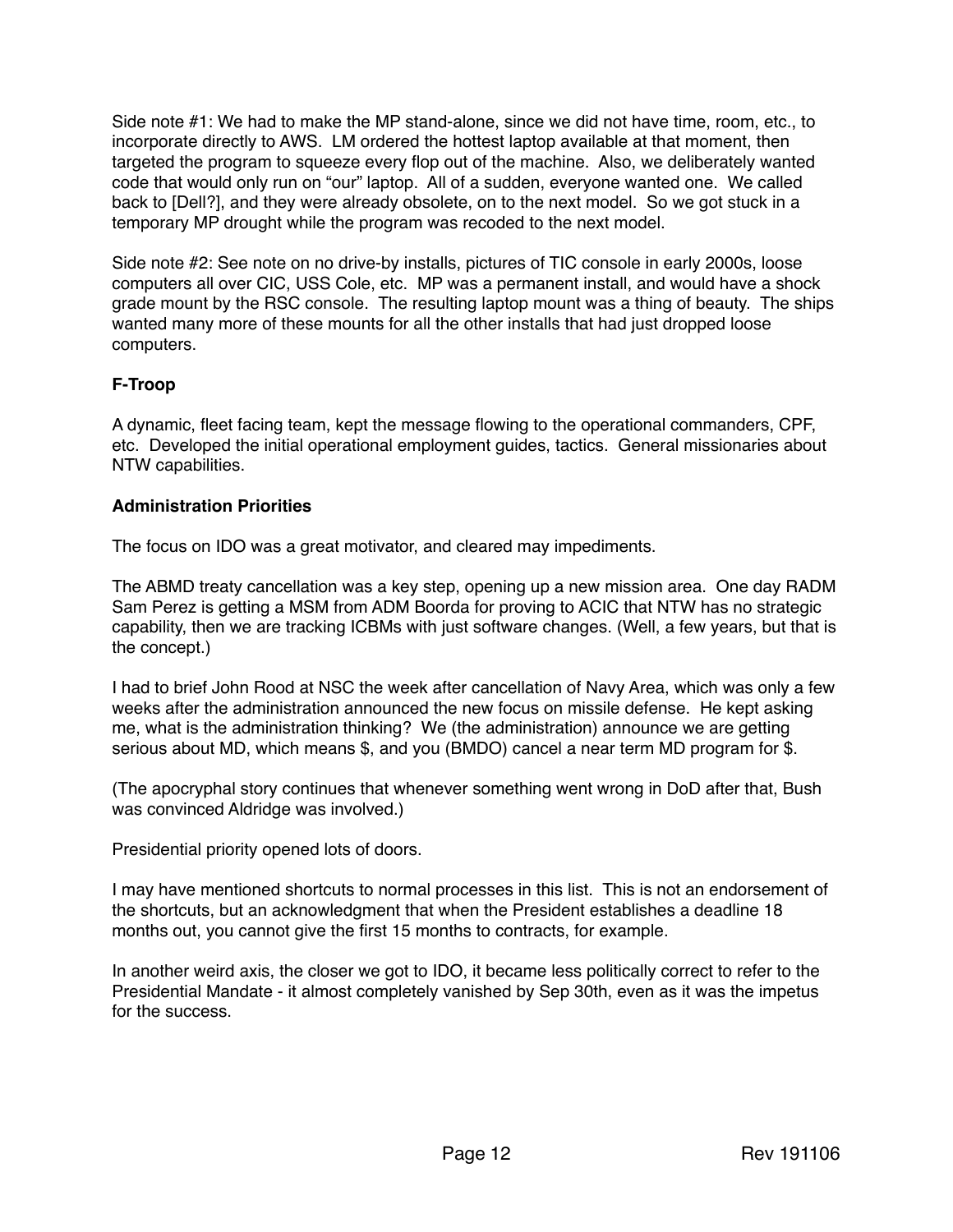Side note #1: We had to make the MP stand-alone, since we did not have time, room, etc., to incorporate directly to AWS. LM ordered the hottest laptop available at that moment, then targeted the program to squeeze every flop out of the machine. Also, we deliberately wanted code that would only run on "our" laptop. All of a sudden, everyone wanted one. We called back to [Dell?], and they were already obsolete, on to the next model. So we got stuck in a temporary MP drought while the program was recoded to the next model.

Side note #2: See note on no drive-by installs, pictures of TIC console in early 2000s, loose computers all over CIC, USS Cole, etc. MP was a permanent install, and would have a shock grade mount by the RSC console. The resulting laptop mount was a thing of beauty. The ships wanted many more of these mounts for all the other installs that had just dropped loose computers.

**F-Troop**

A dynamic, fleet facing team, kept the message flowing to the operational commanders, CPF, etc. Developed the initial operational employment guides, tactics. General missionaries about NTW capabilities.

**Administration Priorities**

The focus on IDO was a great motivator, and cleared may impediments.

The ABMD treaty cancellation was a key step, opening up a new mission area. One day RADM Sam Perez is getting a MSM from ADM Boorda for proving to ACIC that NTW has no strategic capability, then we are tracking ICBMs with just software changes. (Well, a few years, but that is the concept.)

I had to brief John Rood at NSC the week after cancellation of Navy Area, which was only a few weeks after the administration announced the new focus on missile defense. He kept asking me, what is the administration thinking? We (the administration) announce we are getting serious about MD, which means $, and you (BMDO) cancel a near term MD program for $.

(The apocryphal story continues that whenever something went wrong in DoD after that, Bush was convinced Aldridge was involved.)

Presidential priority opened lots of doors.

I may have mentioned shortcuts to normal processes in this list. This is not an endorsement of the shortcuts, but an acknowledgment that when the President establishes a deadline 18 months out, you cannot give the first 15 months to contracts, for example.

In another weird axis, the closer we got to IDO, it became less politically correct to refer to the Presidential Mandate - it almost completely vanished by Sep 30th, even as it was the impetus for the success.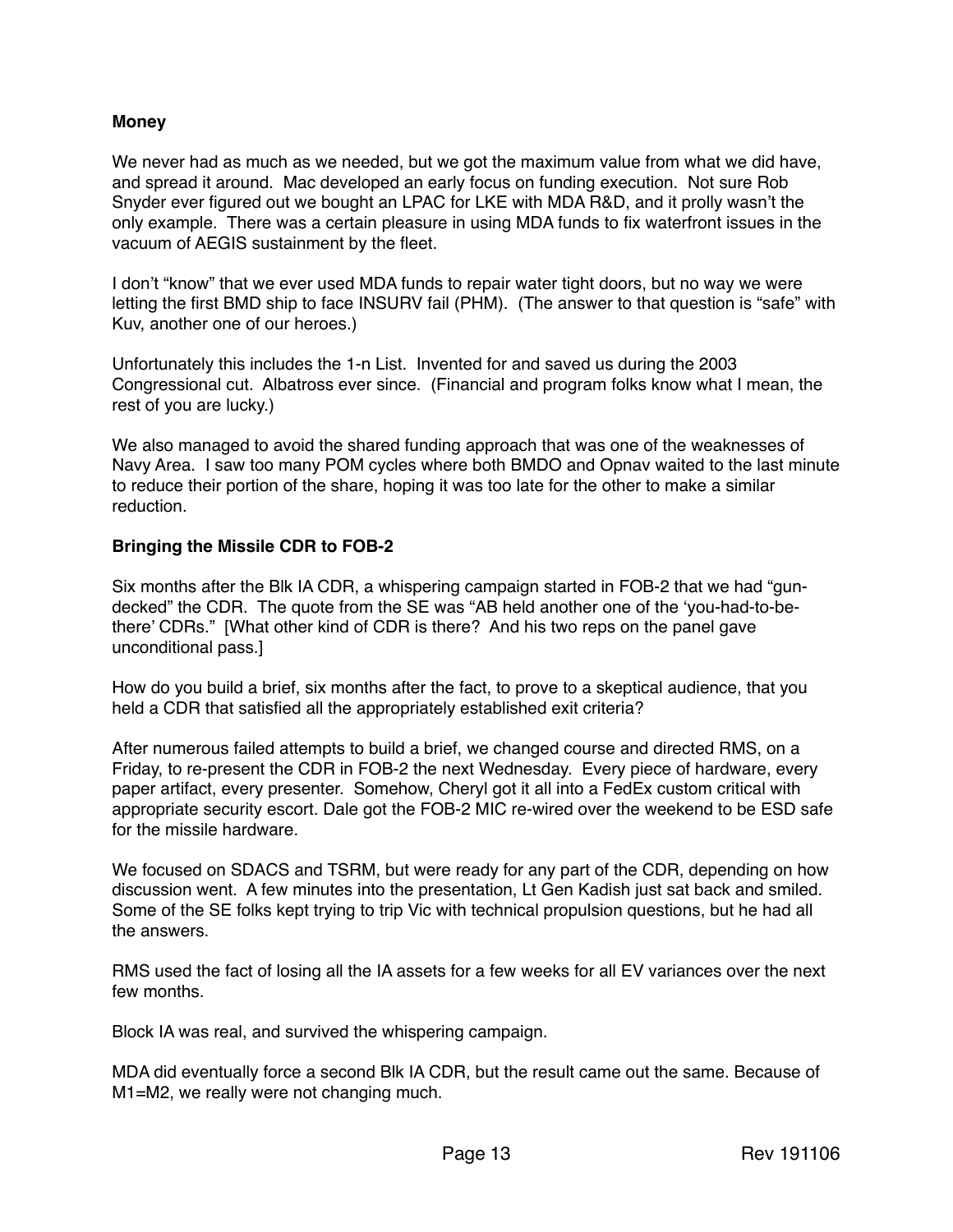**Money**

We never had as much as we needed, but we got the maximum value from what we did have, and spread it around. Mac developed an early focus on funding execution. Not sure Rob Snyder ever figured out we bought an LPAC for LKE with MDA R&D, and it prolly wasn't the only example. There was a certain pleasure in using MDA funds to fix waterfront issues in the vacuum of AEGIS sustainment by the fleet.

I don't "know" that we ever used MDA funds to repair water tight doors, but no way we were letting the first BMD ship to face INSURV fail (PHM). (The answer to that question is "safe" with Kuv, another one of our heroes.)

Unfortunately this includes the 1-n List. Invented for and saved us during the 2003 Congressional cut. Albatross ever since. (Financial and program folks know what I mean, the rest of you are lucky.)

We also managed to avoid the shared funding approach that was one of the weaknesses of Navy Area. I saw too many POM cycles where both BMDO and Opnav waited to the last minute to reduce their portion of the share, hoping it was too late for the other to make a similar reduction.

**Bringing the Missile CDR to FOB-2**

Six months after the Blk IA CDR, a whispering campaign started in FOB-2 that we had "gun-decked" the CDR. The quote from the SE was "AB held another one of the 'you-had-to-be-there' CDRs." [What other kind of CDR is there? And his two reps on the panel gave unconditional pass.]

How do you build a brief, six months after the fact, to prove to a skeptical audience, that you held a CDR that satisfied all the appropriately established exit criteria?

After numerous failed attempts to build a brief, we changed course and directed RMS, on a Friday, to re-present the CDR in FOB-2 the next Wednesday. Every piece of hardware, every paper artifact, every presenter. Somehow, Cheryl got it all into a FedEx custom critical with appropriate security escort. Dale got the FOB-2 MIC re-wired over the weekend to be ESD safe for the missile hardware.

We focused on SDACS and TSRM, but were ready for any part of the CDR, depending on how discussion went. A few minutes into the presentation, Lt Gen Kadish just sat back and smiled. Some of the SE folks kept trying to trip Vic with technical propulsion questions, but he had all the answers.

RMS used the fact of losing all the IA assets for a few weeks for all EV variances over the next few months.

Block IA was real, and survived the whispering campaign.

MDA did eventually force a second Blk IA CDR, but the result came out the same. Because of M1=M2, we really were not changing much.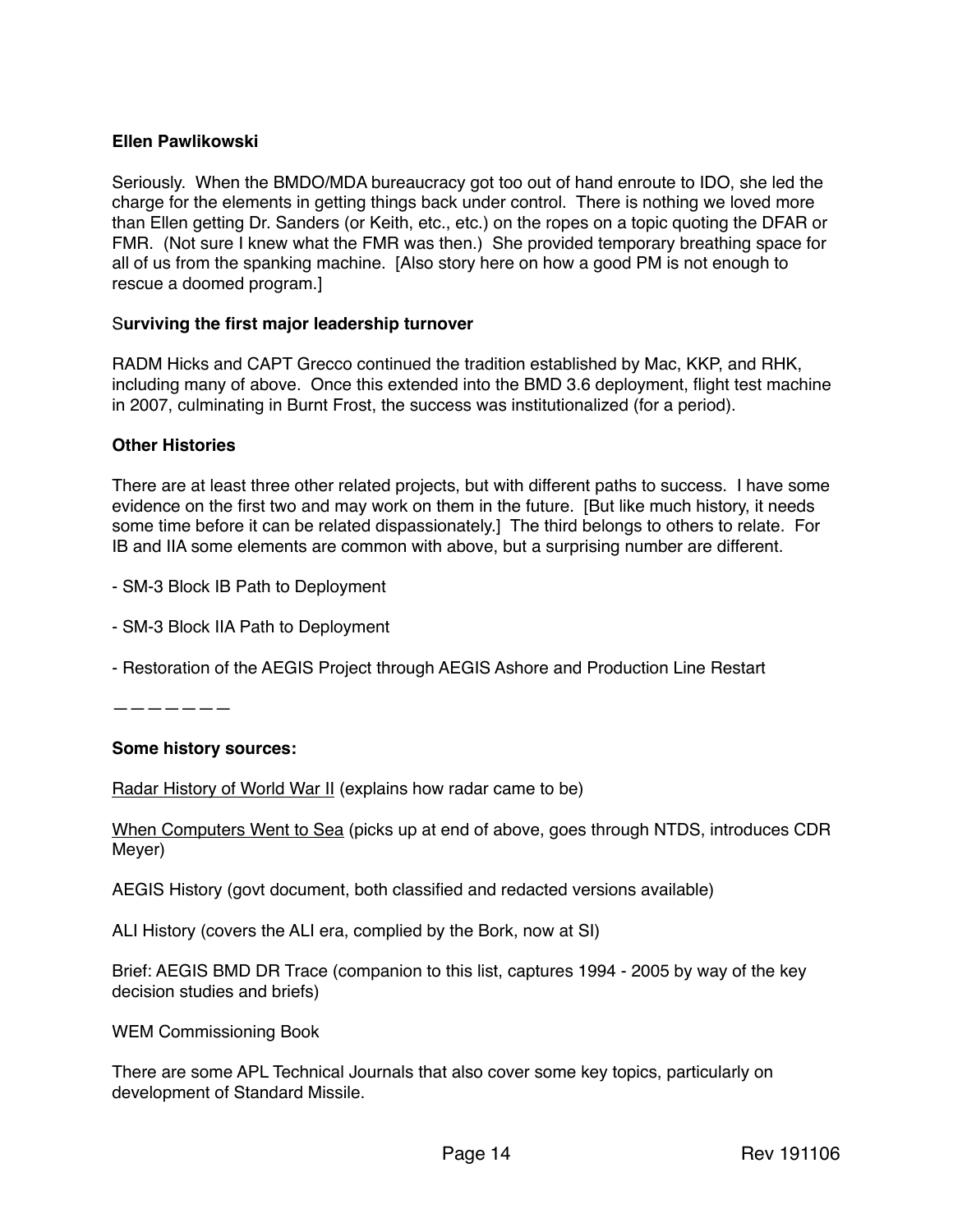**Ellen Pawlikowski**

Seriously. When the BMDO/MDA bureaucracy got too out of hand enroute to IDO, she led the charge for the elements in getting things back under control. There is nothing we loved more than Ellen getting Dr. Sanders (or Keith, etc., etc.) on the ropes on a topic quoting the DFAR or FMR. (Not sure I knew what the FMR was then.) She provided temporary breathing space for all of us from the spanking machine. [Also story here on how a good PM is not enough to rescue a doomed program.]

S**urviving the first major leadership turnover**

RADM Hicks and CAPT Grecco continued the tradition established by Mac, KKP, and RHK, including many of above. Once this extended into the BMD 3.6 deployment, flight test machine in 2007, culminating in Burnt Frost, the success was institutionalized (for a period).

**Other Histories**

There are at least three other related projects, but with different paths to success. I have some evidence on the first two and may work on them in the future. [But like much history, it needs some time before it can be related dispassionately.] The third belongs to others to relate. For IB and IIA some elements are common with above, but a surprising number are different.

- SM-3 Block IB Path to Deployment

- SM-3 Block IIA Path to Deployment

- Restoration of the AEGIS Project through AEGIS Ashore and Production Line Restart

———————

**Some history sources:**

<u>Radar History of World War II</u> (explains how radar came to be)

<u>When Computers Went to Sea</u> (picks up at end of above, goes through NTDS, introduces CDR Meyer)

AEGIS History (govt document, both classified and redacted versions available)

ALI History (covers the ALI era, complied by the Bork, now at SI)

Brief: AEGIS BMD DR Trace (companion to this list, captures 1994 - 2005 by way of the key decision studies and briefs)

WEM Commissioning Book

There are some APL Technical Journals that also cover some key topics, particularly on development of Standard Missile.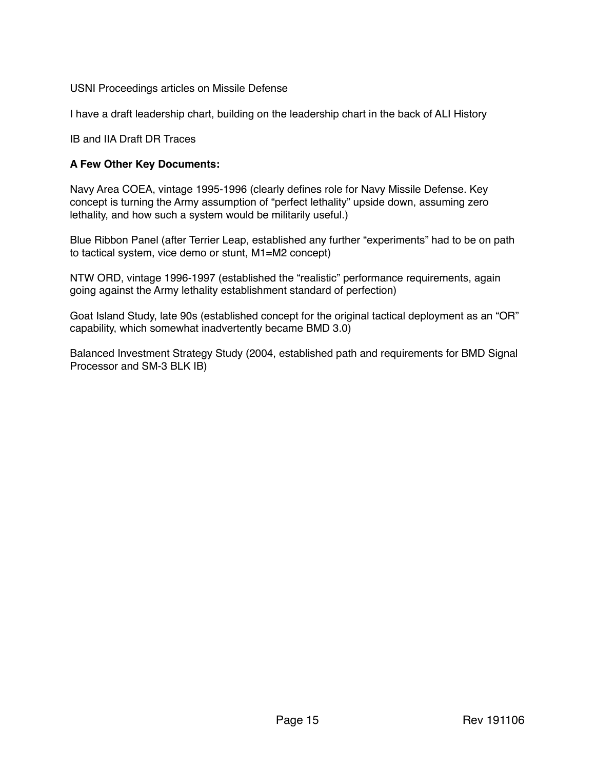USNI Proceedings articles on Missile Defense

I have a draft leadership chart, building on the leadership chart in the back of ALI History

IB and IIA Draft DR Traces

**A Few Other Key Documents:**

Navy Area COEA, vintage 1995-1996 (clearly defines role for Navy Missile Defense. Key concept is turning the Army assumption of "perfect lethality" upside down, assuming zero lethality, and how such a system would be militarily useful.)

Blue Ribbon Panel (after Terrier Leap, established any further "experiments" had to be on path to tactical system, vice demo or stunt, M1=M2 concept)

NTW ORD, vintage 1996-1997 (established the "realistic" performance requirements, again going against the Army lethality establishment standard of perfection)

Goat Island Study, late 90s (established concept for the original tactical deployment as an "OR" capability, which somewhat inadvertently became BMD 3.0)

Balanced Investment Strategy Study (2004, established path and requirements for BMD Signal Processor and SM-3 BLK IB)